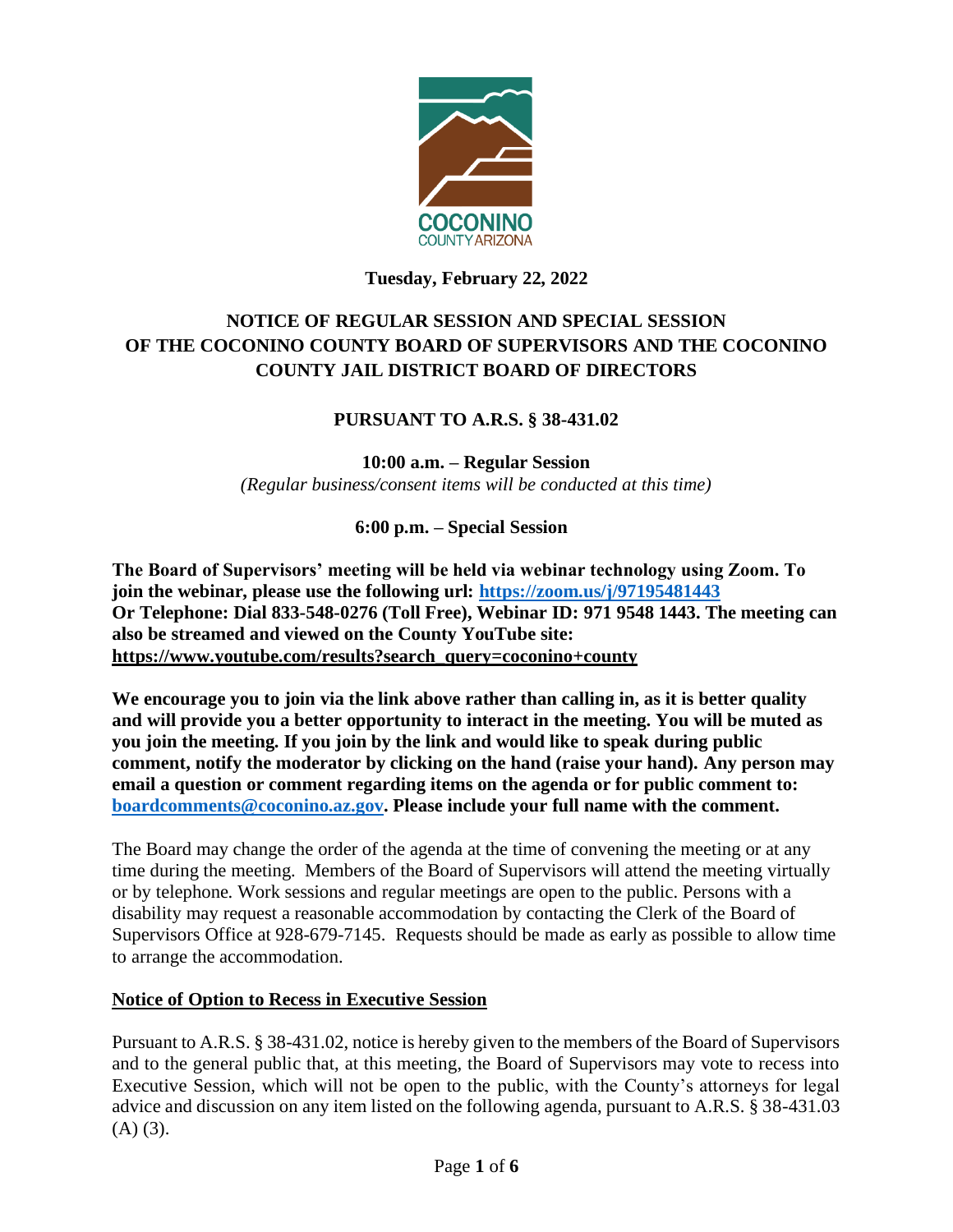COCONINO
COUNTY ARIZONA

**Tuesday, February 22, 2022**

## NOTICE OF REGULAR SESSION AND SPECIAL SESSION OF THE COCONINO COUNTY BOARD OF SUPERVISORS AND THE COCONINO COUNTY JAIL DISTRICT BOARD OF DIRECTORS

### PURSUANT TO A.R.S. § 38-431.02

**10:00 a.m. – Regular Session**

*(Regular business/consent items will be conducted at this time)*

**6:00 p.m. – Special Session**

**The Board of Supervisors' meeting will be held via webinar technology using Zoom. To join the webinar, please use the following url: https://zoom.us/j/97195481443**
**Or Telephone: Dial 833-548-0276 (Toll Free), Webinar ID: 971 9548 1443. The meeting can also be streamed and viewed on the County YouTube site: https://www.youtube.com/results?search_query=coconino+county**

**We encourage you to join via the link above rather than calling in, as it is better quality and will provide you a better opportunity to interact in the meeting. You will be muted as you join the meeting. If you join by the link and would like to speak during public comment, notify the moderator by clicking on the hand (raise your hand). Any person may email a question or comment regarding items on the agenda or for public comment to: boardcomments@coconino.az.gov. Please include your full name with the comment.**

The Board may change the order of the agenda at the time of convening the meeting or at any time during the meeting. Members of the Board of Supervisors will attend the meeting virtually or by telephone. Work sessions and regular meetings are open to the public. Persons with a disability may request a reasonable accommodation by contacting the Clerk of the Board of Supervisors Office at 928-679-7145. Requests should be made as early as possible to allow time to arrange the accommodation.

**Notice of Option to Recess in Executive Session**

Pursuant to A.R.S. § 38-431.02, notice is hereby given to the members of the Board of Supervisors and to the general public that, at this meeting, the Board of Supervisors may vote to recess into Executive Session, which will not be open to the public, with the County's attorneys for legal advice and discussion on any item listed on the following agenda, pursuant to A.R.S. § 38-431.03 (A) (3).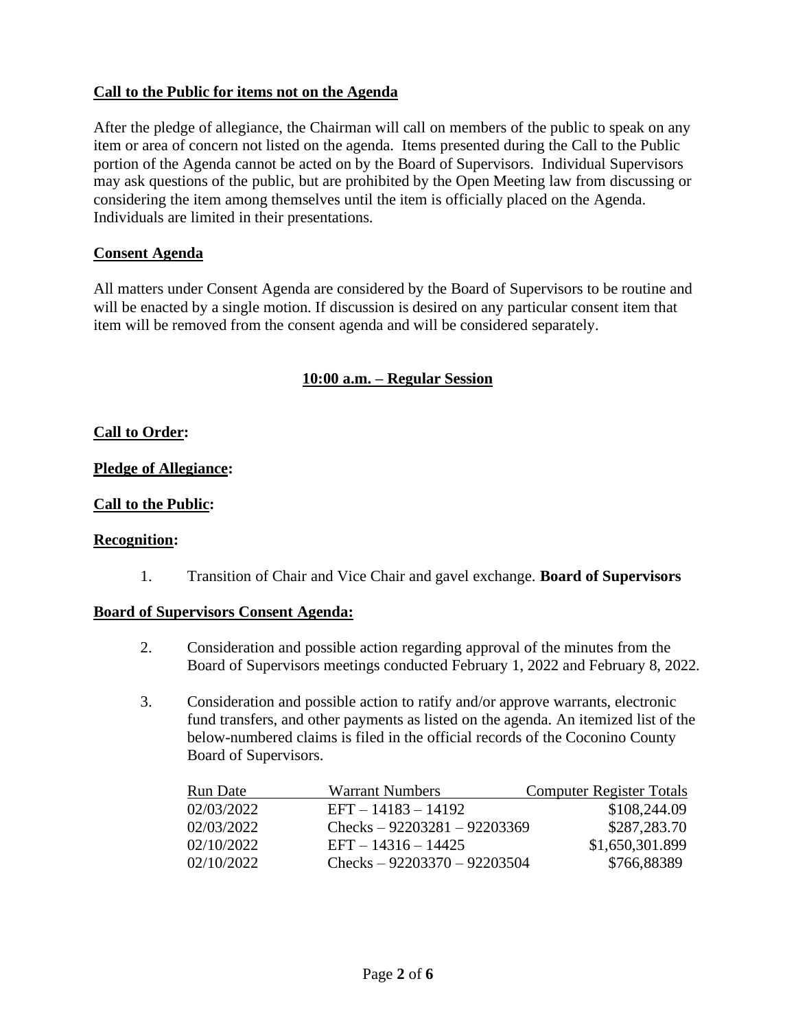**Call to the Public for items not on the Agenda**

After the pledge of allegiance, the Chairman will call on members of the public to speak on any item or area of concern not listed on the agenda. Items presented during the Call to the Public portion of the Agenda cannot be acted on by the Board of Supervisors. Individual Supervisors may ask questions of the public, but are prohibited by the Open Meeting law from discussing or considering the item among themselves until the item is officially placed on the Agenda. Individuals are limited in their presentations.

**Consent Agenda**

All matters under Consent Agenda are considered by the Board of Supervisors to be routine and will be enacted by a single motion. If discussion is desired on any particular consent item that item will be removed from the consent agenda and will be considered separately.

**10:00 a.m. – Regular Session**

**Call to Order:**

**Pledge of Allegiance:**

**Call to the Public:**

**Recognition:**

1. Transition of Chair and Vice Chair and gavel exchange. **Board of Supervisors**

**Board of Supervisors Consent Agenda:**

2. Consideration and possible action regarding approval of the minutes from the Board of Supervisors meetings conducted February 1, 2022 and February 8, 2022.

3. Consideration and possible action to ratify and/or approve warrants, electronic fund transfers, and other payments as listed on the agenda. An itemized list of the below-numbered claims is filed in the official records of the Coconino County Board of Supervisors.

| Run Date | Warrant Numbers | Computer Register Totals |
|---|---|---|
| 02/03/2022 | EFT – 14183 – 14192 | $108,244.09 |
| 02/03/2022 | Checks – 92203281 – 92203369 | $287,283.70 |
| 02/10/2022 | EFT – 14316 – 14425 | $1,650,301.899 |
| 02/10/2022 | Checks – 92203370 – 92203504 | $766,88389 |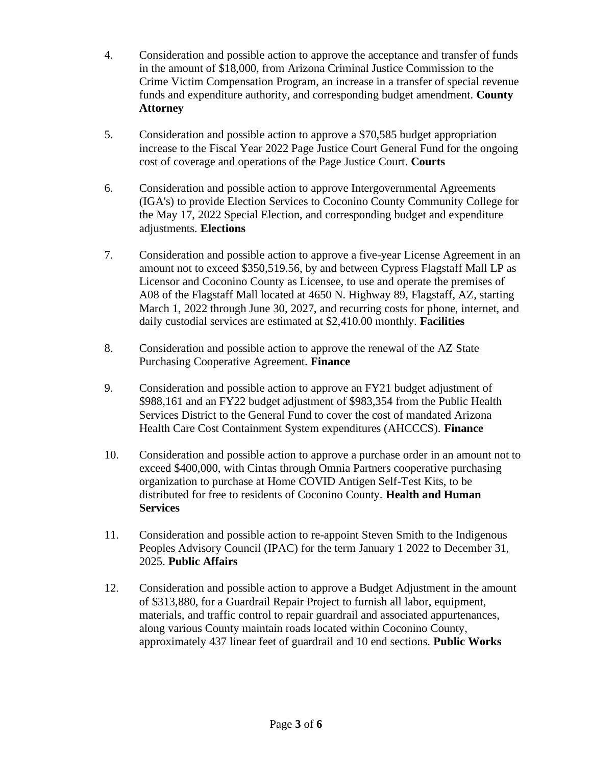4. Consideration and possible action to approve the acceptance and transfer of funds in the amount of $18,000, from Arizona Criminal Justice Commission to the Crime Victim Compensation Program, an increase in a transfer of special revenue funds and expenditure authority, and corresponding budget amendment. **County Attorney**

5. Consideration and possible action to approve a $70,585 budget appropriation increase to the Fiscal Year 2022 Page Justice Court General Fund for the ongoing cost of coverage and operations of the Page Justice Court. **Courts**

6. Consideration and possible action to approve Intergovernmental Agreements (IGA's) to provide Election Services to Coconino County Community College for the May 17, 2022 Special Election, and corresponding budget and expenditure adjustments. **Elections**

7. Consideration and possible action to approve a five-year License Agreement in an amount not to exceed $350,519.56, by and between Cypress Flagstaff Mall LP as Licensor and Coconino County as Licensee, to use and operate the premises of A08 of the Flagstaff Mall located at 4650 N. Highway 89, Flagstaff, AZ, starting March 1, 2022 through June 30, 2027, and recurring costs for phone, internet, and daily custodial services are estimated at $2,410.00 monthly. **Facilities**

8. Consideration and possible action to approve the renewal of the AZ State Purchasing Cooperative Agreement. **Finance**

9. Consideration and possible action to approve an FY21 budget adjustment of $988,161 and an FY22 budget adjustment of $983,354 from the Public Health Services District to the General Fund to cover the cost of mandated Arizona Health Care Cost Containment System expenditures (AHCCCS). **Finance**

10. Consideration and possible action to approve a purchase order in an amount not to exceed $400,000, with Cintas through Omnia Partners cooperative purchasing organization to purchase at Home COVID Antigen Self-Test Kits, to be distributed for free to residents of Coconino County. **Health and Human Services**

11. Consideration and possible action to re-appoint Steven Smith to the Indigenous Peoples Advisory Council (IPAC) for the term January 1 2022 to December 31, 2025. **Public Affairs**

12. Consideration and possible action to approve a Budget Adjustment in the amount of $313,880, for a Guardrail Repair Project to furnish all labor, equipment, materials, and traffic control to repair guardrail and associated appurtenances, along various County maintain roads located within Coconino County, approximately 437 linear feet of guardrail and 10 end sections. **Public Works**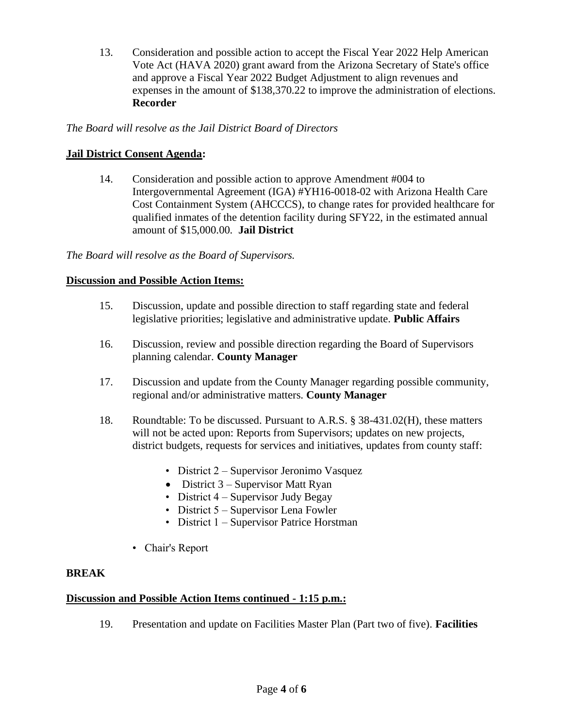13. Consideration and possible action to accept the Fiscal Year 2022 Help American Vote Act (HAVA 2020) grant award from the Arizona Secretary of State's office and approve a Fiscal Year 2022 Budget Adjustment to align revenues and expenses in the amount of $138,370.22 to improve the administration of elections. **Recorder**

*The Board will resolve as the Jail District Board of Directors*

**Jail District Consent Agenda:**

14. Consideration and possible action to approve Amendment #004 to Intergovernmental Agreement (IGA) #YH16-0018-02 with Arizona Health Care Cost Containment System (AHCCCS), to change rates for provided healthcare for qualified inmates of the detention facility during SFY22, in the estimated annual amount of $15,000.00. **Jail District**

*The Board will resolve as the Board of Supervisors.*

**Discussion and Possible Action Items:**

15. Discussion, update and possible direction to staff regarding state and federal legislative priorities; legislative and administrative update. **Public Affairs**

16. Discussion, review and possible direction regarding the Board of Supervisors planning calendar. **County Manager**

17. Discussion and update from the County Manager regarding possible community, regional and/or administrative matters. **County Manager**

18. Roundtable: To be discussed. Pursuant to A.R.S. § 38-431.02(H), these matters will not be acted upon: Reports from Supervisors; updates on new projects, district budgets, requests for services and initiatives, updates from county staff:

    - District 2 – Supervisor Jeronimo Vasquez
    - District 3 – Supervisor Matt Ryan
    - District 4 – Supervisor Judy Begay
    - District 5 – Supervisor Lena Fowler
    - District 1 – Supervisor Patrice Horstman

    - Chair's Report

**BREAK**

**Discussion and Possible Action Items continued - 1:15 p.m.:**

19. Presentation and update on Facilities Master Plan (Part two of five). **Facilities**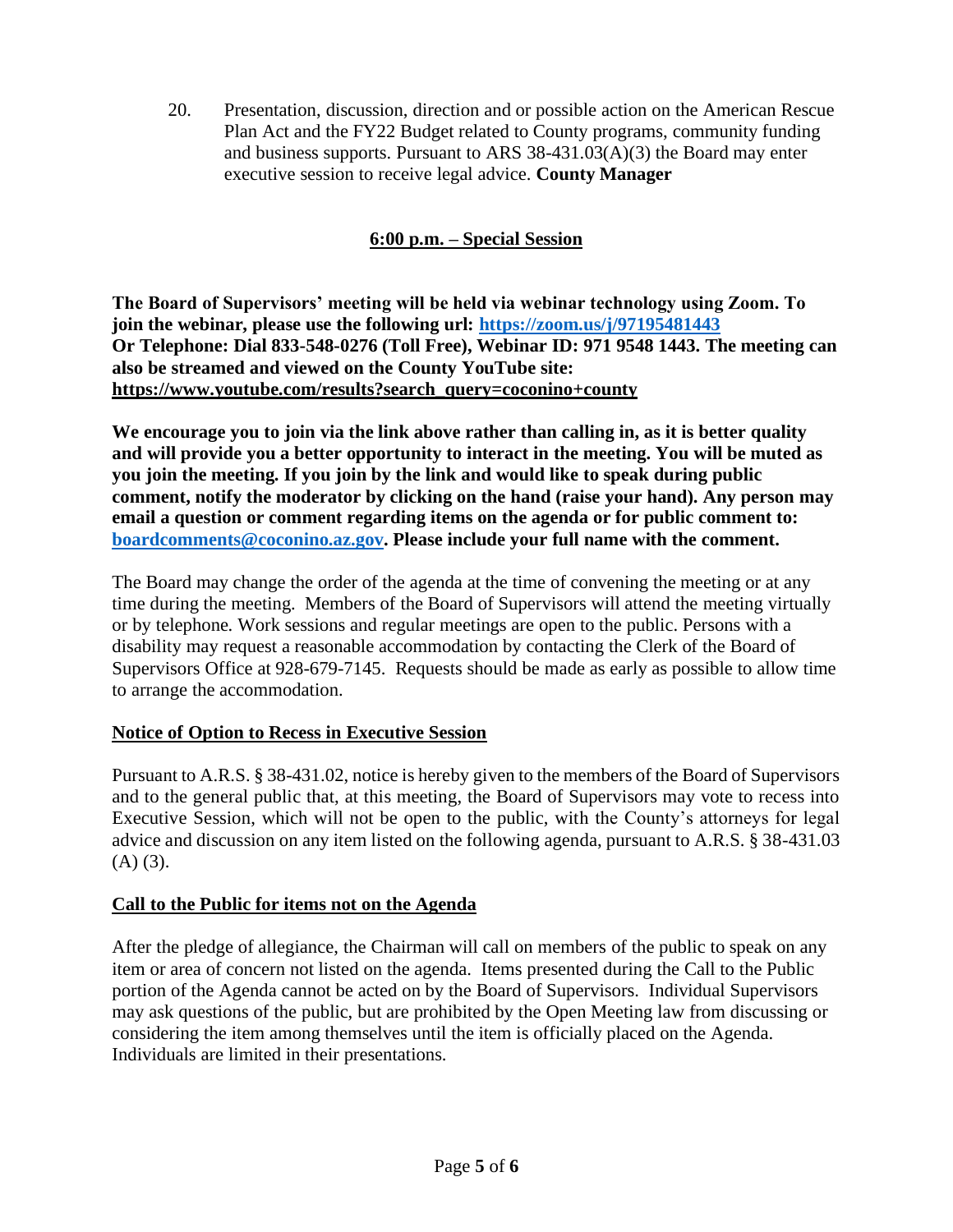20. Presentation, discussion, direction and or possible action on the American Rescue Plan Act and the FY22 Budget related to County programs, community funding and business supports. Pursuant to ARS 38-431.03(A)(3) the Board may enter executive session to receive legal advice. **County Manager**

## 6:00 p.m. – Special Session

**The Board of Supervisors' meeting will be held via webinar technology using Zoom. To join the webinar, please use the following url: https://zoom.us/j/97195481443 Or Telephone: Dial 833-548-0276 (Toll Free), Webinar ID: 971 9548 1443. The meeting can also be streamed and viewed on the County YouTube site: https://www.youtube.com/results?search_query=coconino+county**

**We encourage you to join via the link above rather than calling in, as it is better quality and will provide you a better opportunity to interact in the meeting. You will be muted as you join the meeting. If you join by the link and would like to speak during public comment, notify the moderator by clicking on the hand (raise your hand). Any person may email a question or comment regarding items on the agenda or for public comment to: boardcomments@coconino.az.gov. Please include your full name with the comment.**

The Board may change the order of the agenda at the time of convening the meeting or at any time during the meeting. Members of the Board of Supervisors will attend the meeting virtually or by telephone. Work sessions and regular meetings are open to the public. Persons with a disability may request a reasonable accommodation by contacting the Clerk of the Board of Supervisors Office at 928-679-7145. Requests should be made as early as possible to allow time to arrange the accommodation.

### Notice of Option to Recess in Executive Session

Pursuant to A.R.S. § 38-431.02, notice is hereby given to the members of the Board of Supervisors and to the general public that, at this meeting, the Board of Supervisors may vote to recess into Executive Session, which will not be open to the public, with the County's attorneys for legal advice and discussion on any item listed on the following agenda, pursuant to A.R.S. § 38-431.03 (A) (3).

### Call to the Public for items not on the Agenda

After the pledge of allegiance, the Chairman will call on members of the public to speak on any item or area of concern not listed on the agenda. Items presented during the Call to the Public portion of the Agenda cannot be acted on by the Board of Supervisors. Individual Supervisors may ask questions of the public, but are prohibited by the Open Meeting law from discussing or considering the item among themselves until the item is officially placed on the Agenda. Individuals are limited in their presentations.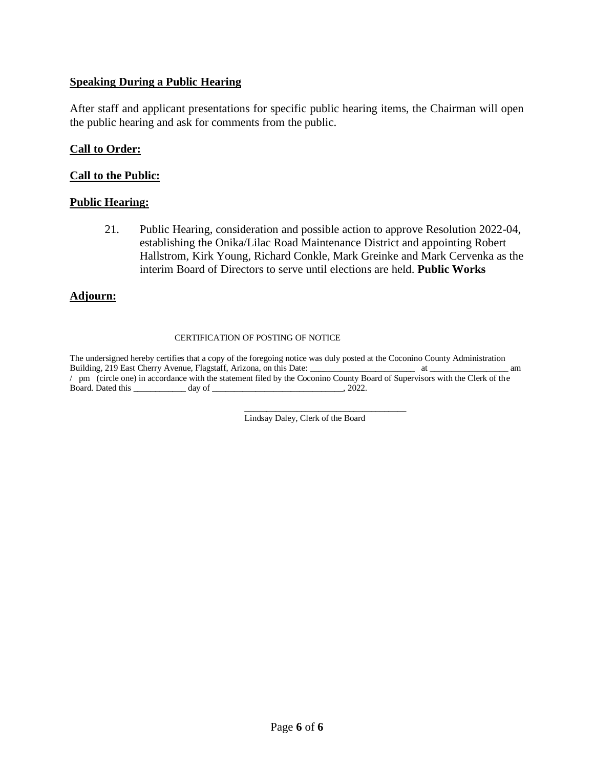**Speaking During a Public Hearing**

After staff and applicant presentations for specific public hearing items, the Chairman will open the public hearing and ask for comments from the public.

**Call to Order:**

**Call to the Public:**

**Public Hearing:**

21. Public Hearing, consideration and possible action to approve Resolution 2022-04, establishing the Onika/Lilac Road Maintenance District and appointing Robert Hallstrom, Kirk Young, Richard Conkle, Mark Greinke and Mark Cervenka as the interim Board of Directors to serve until elections are held. **Public Works**

**Adjourn:**

CERTIFICATION OF POSTING OF NOTICE

The undersigned hereby certifies that a copy of the foregoing notice was duly posted at the Coconino County Administration Building, 219 East Cherry Avenue, Flagstaff, Arizona, on this Date: ________________________ at _________________ am / pm (circle one) in accordance with the statement filed by the Coconino County Board of Supervisors with the Clerk of the Board. Dated this ____________ day of ______________________________, 2022.

_____________________________________
Lindsay Daley, Clerk of the Board